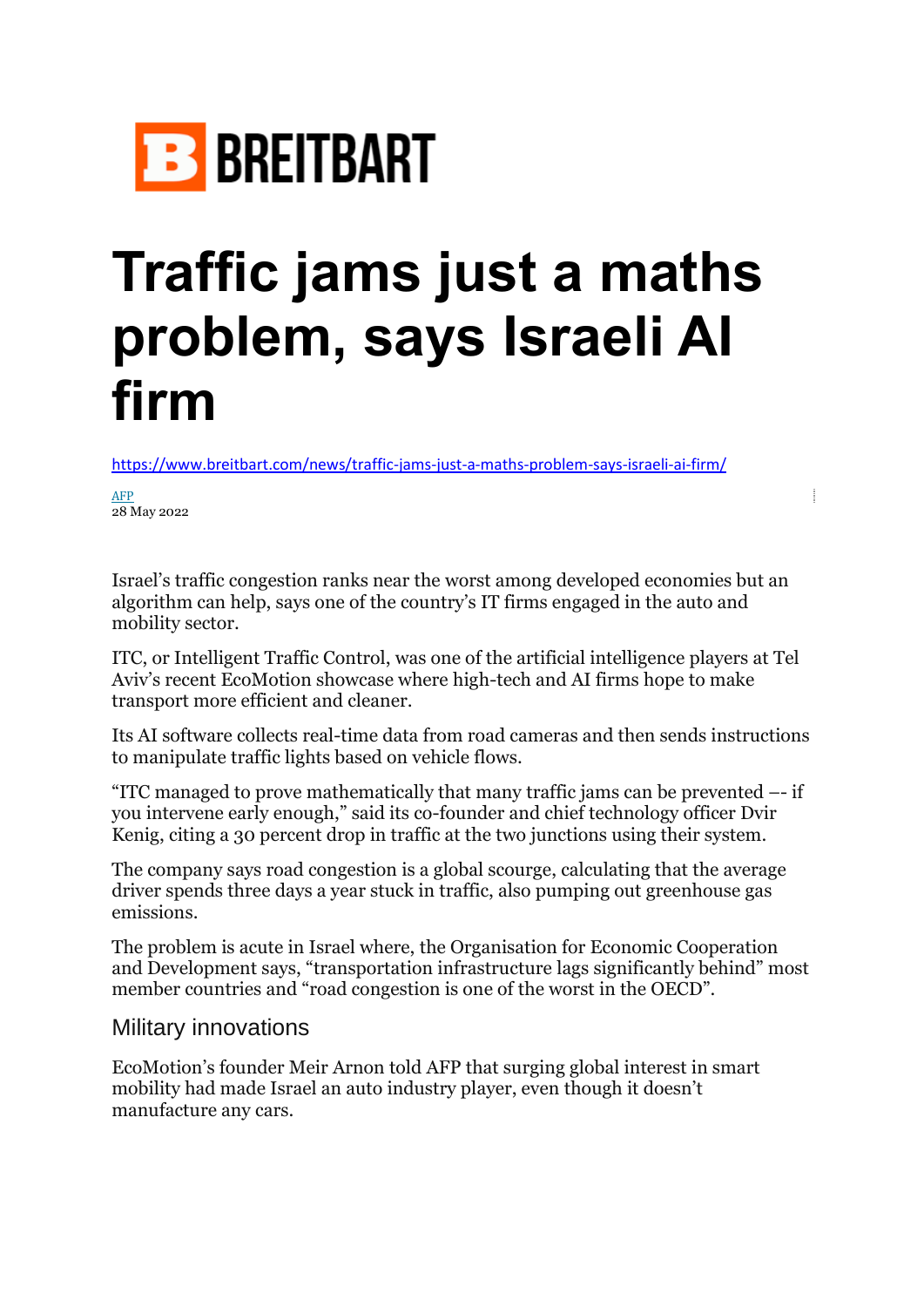BREITBART

# Traffic jams just a maths problem, says Israeli AI firm

https://www.breitbart.com/news/traffic-jams-just-a-maths-problem-says-israeli-ai-firm/

AFP
28 May 2022

Israel's traffic congestion ranks near the worst among developed economies but an algorithm can help, says one of the country's IT firms engaged in the auto and mobility sector.

ITC, or Intelligent Traffic Control, was one of the artificial intelligence players at Tel Aviv's recent EcoMotion showcase where high-tech and AI firms hope to make transport more efficient and cleaner.

Its AI software collects real-time data from road cameras and then sends instructions to manipulate traffic lights based on vehicle flows.

"ITC managed to prove mathematically that many traffic jams can be prevented –- if you intervene early enough," said its co-founder and chief technology officer Dvir Kenig, citing a 30 percent drop in traffic at the two junctions using their system.

The company says road congestion is a global scourge, calculating that the average driver spends three days a year stuck in traffic, also pumping out greenhouse gas emissions.

The problem is acute in Israel where, the Organisation for Economic Cooperation and Development says, "transportation infrastructure lags significantly behind" most member countries and "road congestion is one of the worst in the OECD".

## Military innovations

EcoMotion's founder Meir Arnon told AFP that surging global interest in smart mobility had made Israel an auto industry player, even though it doesn't manufacture any cars.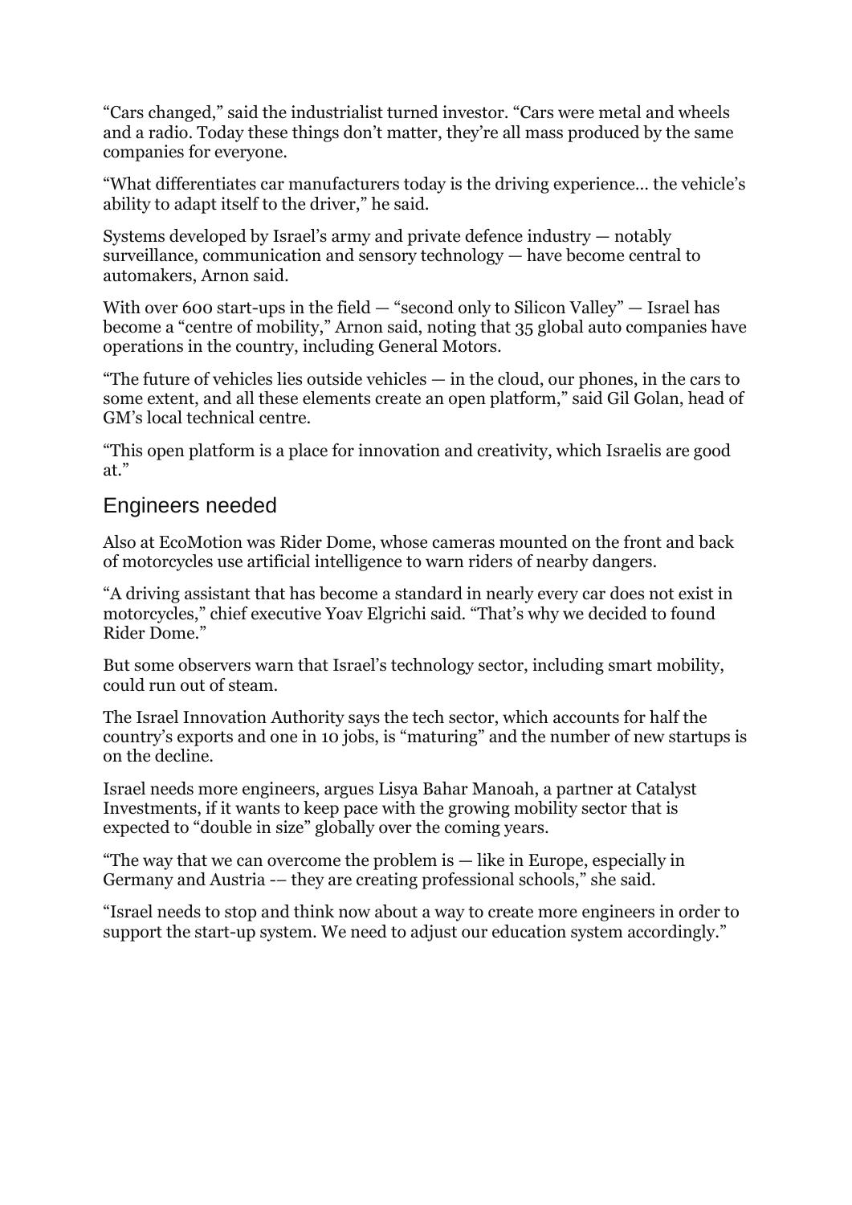"Cars changed," said the industrialist turned investor. "Cars were metal and wheels and a radio. Today these things don't matter, they're all mass produced by the same companies for everyone.

"What differentiates car manufacturers today is the driving experience... the vehicle's ability to adapt itself to the driver," he said.

Systems developed by Israel's army and private defence industry — notably surveillance, communication and sensory technology — have become central to automakers, Arnon said.

With over 600 start-ups in the field — "second only to Silicon Valley" — Israel has become a "centre of mobility," Arnon said, noting that 35 global auto companies have operations in the country, including General Motors.

"The future of vehicles lies outside vehicles — in the cloud, our phones, in the cars to some extent, and all these elements create an open platform," said Gil Golan, head of GM's local technical centre.

"This open platform is a place for innovation and creativity, which Israelis are good at."

## Engineers needed

Also at EcoMotion was Rider Dome, whose cameras mounted on the front and back of motorcycles use artificial intelligence to warn riders of nearby dangers.

"A driving assistant that has become a standard in nearly every car does not exist in motorcycles," chief executive Yoav Elgrichi said. "That's why we decided to found Rider Dome."

But some observers warn that Israel's technology sector, including smart mobility, could run out of steam.

The Israel Innovation Authority says the tech sector, which accounts for half the country's exports and one in 10 jobs, is "maturing" and the number of new startups is on the decline.

Israel needs more engineers, argues Lisya Bahar Manoah, a partner at Catalyst Investments, if it wants to keep pace with the growing mobility sector that is expected to "double in size" globally over the coming years.

"The way that we can overcome the problem is — like in Europe, especially in Germany and Austria -– they are creating professional schools," she said.

"Israel needs to stop and think now about a way to create more engineers in order to support the start-up system. We need to adjust our education system accordingly."